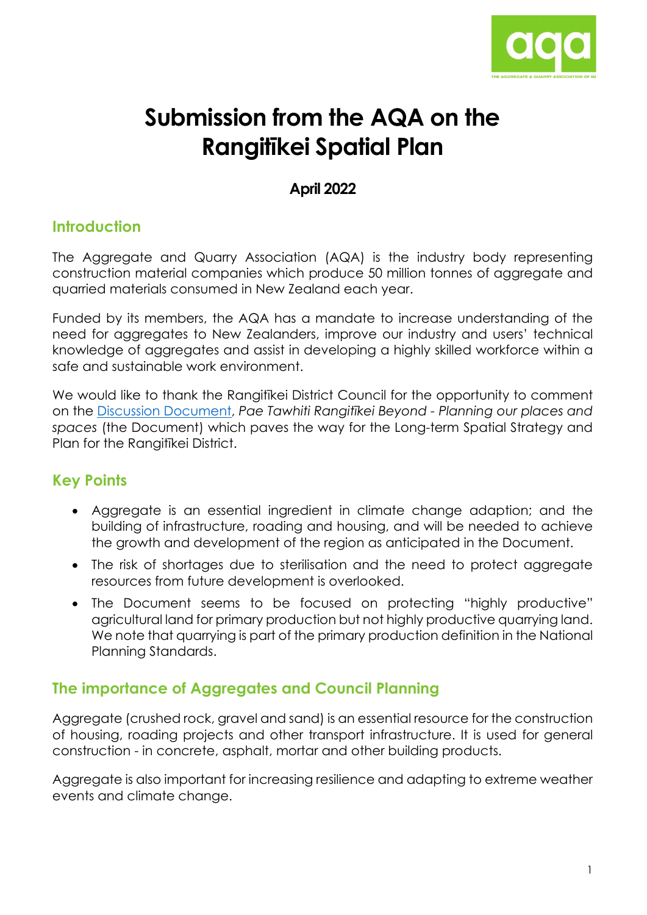# Submission from the AQA on the Rangitīkei Spatial Plan

### April 2022

## Introduction

The Aggregate and Quarry Association (AQA) is the industry body representing construction material companies which produce 50 million tonnes of aggregate and quarried materials consumed in New Zealand each year.

Funded by its members, the AQA has a mandate to increase understanding of the need for aggregates to New Zealanders, improve our industry and users' technical knowledge of aggregates and assist in developing a highly skilled workforce within a safe and sustainable work environment.

We would like to thank the Rangitīkei District Council for the opportunity to comment on the Discussion Document, *Pae Tawhiti Rangitīkei Beyond - Planning our places and spaces* (the Document) which paves the way for the Long-term Spatial Strategy and Plan for the Rangitīkei District.

## Key Points

- Aggregate is an essential ingredient in climate change adaption; and the building of infrastructure, roading and housing, and will be needed to achieve the growth and development of the region as anticipated in the Document.
- The risk of shortages due to sterilisation and the need to protect aggregate resources from future development is overlooked.
- The Document seems to be focused on protecting "highly productive" agricultural land for primary production but not highly productive quarrying land. We note that quarrying is part of the primary production definition in the National Planning Standards.

## The importance of Aggregates and Council Planning

Aggregate (crushed rock, gravel and sand) is an essential resource for the construction of housing, roading projects and other transport infrastructure. It is used for general construction - in concrete, asphalt, mortar and other building products.

Aggregate is also important for increasing resilience and adapting to extreme weather events and climate change.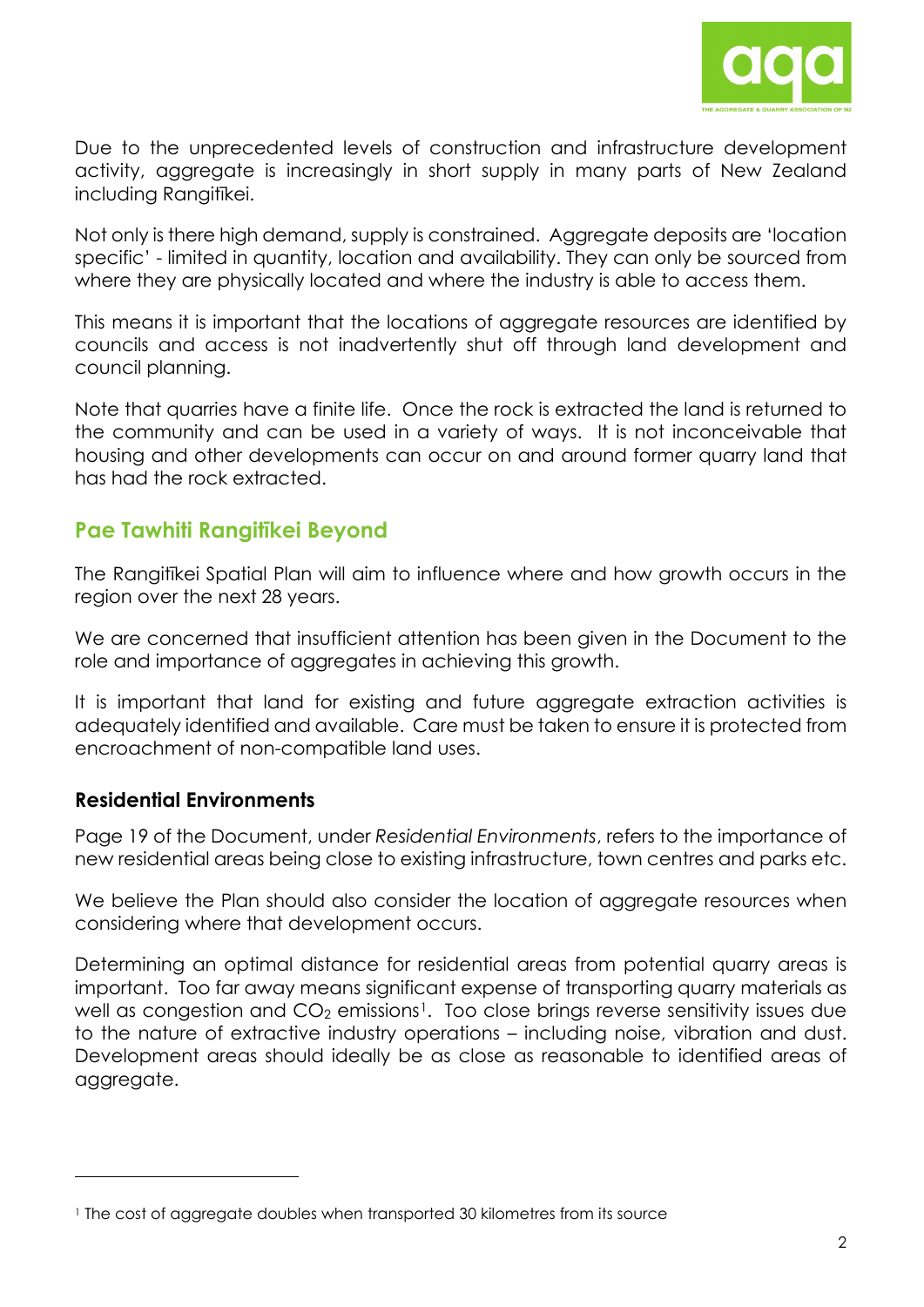Due to the unprecedented levels of construction and infrastructure development activity, aggregate is increasingly in short supply in many parts of New Zealand including Rangitīkei.

Not only is there high demand, supply is constrained. Aggregate deposits are 'location specific' - limited in quantity, location and availability. They can only be sourced from where they are physically located and where the industry is able to access them.

This means it is important that the locations of aggregate resources are identified by councils and access is not inadvertently shut off through land development and council planning.

Note that quarries have a finite life. Once the rock is extracted the land is returned to the community and can be used in a variety of ways. It is not inconceivable that housing and other developments can occur on and around former quarry land that has had the rock extracted.

## Pae Tawhiti Rangitīkei Beyond

The Rangitīkei Spatial Plan will aim to influence where and how growth occurs in the region over the next 28 years.

We are concerned that insufficient attention has been given in the Document to the role and importance of aggregates in achieving this growth.

It is important that land for existing and future aggregate extraction activities is adequately identified and available. Care must be taken to ensure it is protected from encroachment of non-compatible land uses.

### Residential Environments

Page 19 of the Document, under *Residential Environments*, refers to the importance of new residential areas being close to existing infrastructure, town centres and parks etc.

We believe the Plan should also consider the location of aggregate resources when considering where that development occurs.

Determining an optimal distance for residential areas from potential quarry areas is important. Too far away means significant expense of transporting quarry materials as well as congestion and $CO_2$ emissions[1]. Too close brings reverse sensitivity issues due to the nature of extractive industry operations – including noise, vibration and dust. Development areas should ideally be as close as reasonable to identified areas of aggregate.

---

[1] The cost of aggregate doubles when transported 30 kilometres from its source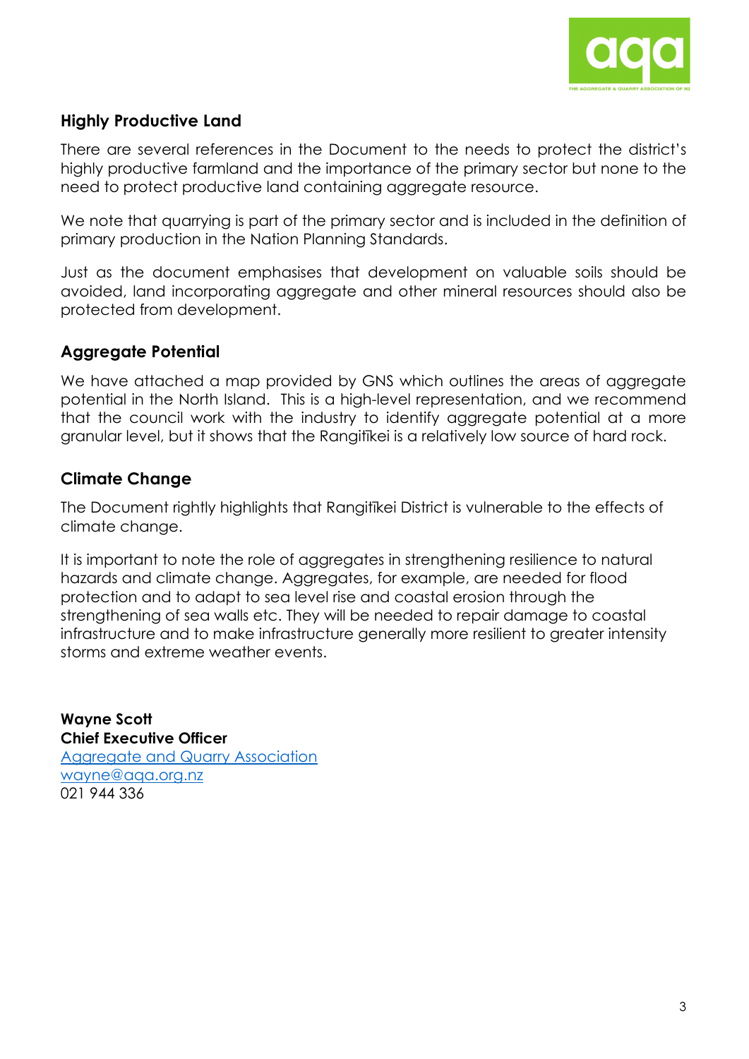## Highly Productive Land

There are several references in the Document to the needs to protect the district's highly productive farmland and the importance of the primary sector but none to the need to protect productive land containing aggregate resource.

We note that quarrying is part of the primary sector and is included in the definition of primary production in the Nation Planning Standards.

Just as the document emphasises that development on valuable soils should be avoided, land incorporating aggregate and other mineral resources should also be protected from development.

## Aggregate Potential

We have attached a map provided by GNS which outlines the areas of aggregate potential in the North Island. This is a high-level representation, and we recommend that the council work with the industry to identify aggregate potential at a more granular level, but it shows that the Rangitīkei is a relatively low source of hard rock.

## Climate Change

The Document rightly highlights that Rangitīkei District is vulnerable to the effects of climate change.

It is important to note the role of aggregates in strengthening resilience to natural hazards and climate change. Aggregates, for example, are needed for flood protection and to adapt to sea level rise and coastal erosion through the strengthening of sea walls etc. They will be needed to repair damage to coastal infrastructure and to make infrastructure generally more resilient to greater intensity storms and extreme weather events.

**Wayne Scott**
**Chief Executive Officer**
[Aggregate and Quarry Association](#)
[wayne@aqa.org.nz](mailto:wayne@aqa.org.nz)
021 944 336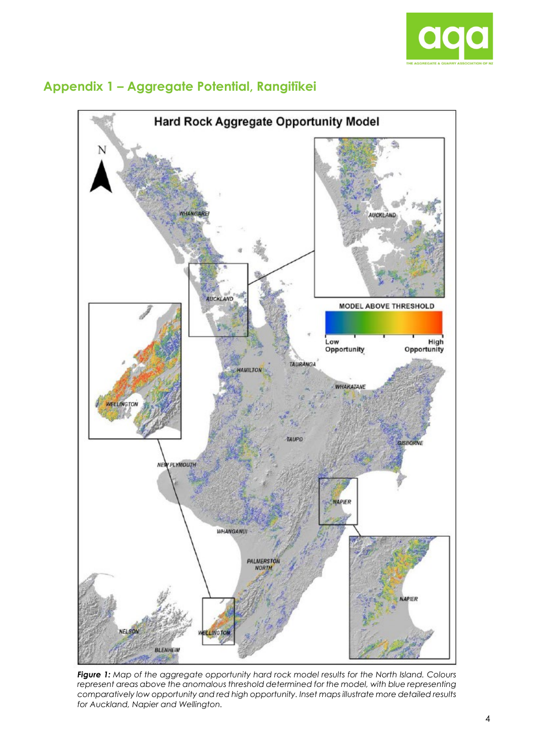## Appendix 1 – Aggregate Potential, Rangitīkei

Hard Rock Aggregate Opportunity Model

N

WHANGAREI

AUCKLAND

MODEL ABOVE THRESHOLD

Low Opportunity

High Opportunity

HAMILTON

TAURANGA

WHAKATANE

WELLINGTON

TAUPO

GISBORNE

NEW PLYMOUTH

NAPIER

WHANGANUI

PALMERSTON NORTH

NELSON

BLENHEIM

***Figure 1:*** *Map of the aggregate opportunity hard rock model results for the North Island. Colours represent areas above the anomalous threshold determined for the model, with blue representing comparatively low opportunity and red high opportunity. Inset maps illustrate more detailed results for Auckland, Napier and Wellington.*